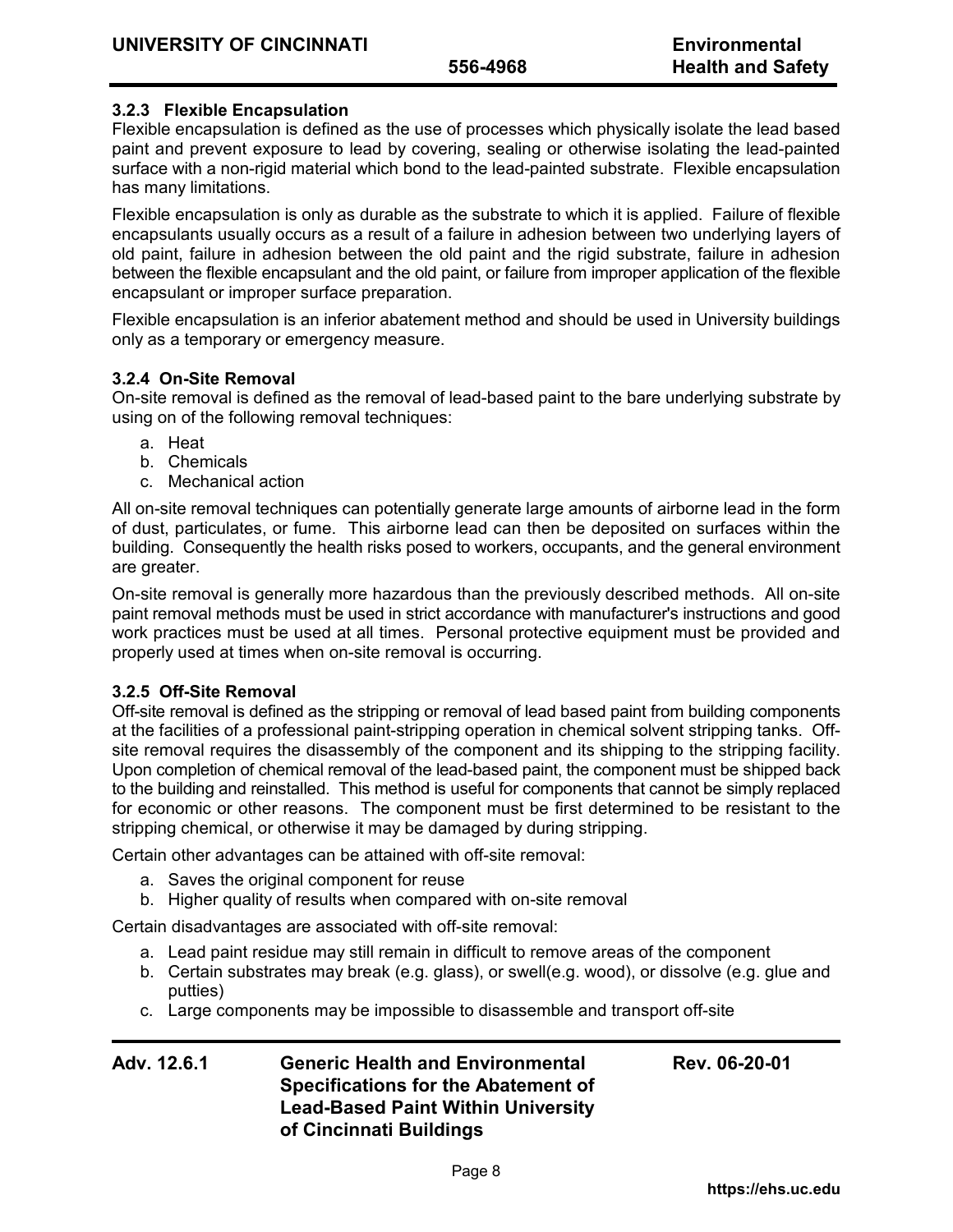### 3.2.3 Flexible Encapsulation

Flexible encapsulation is defined as the use of processes which physically isolate the lead based paint and prevent exposure to lead by covering, sealing or otherwise isolating the lead-painted surface with a non-rigid material which bond to the lead-painted substrate. Flexible encapsulation has many limitations.

Flexible encapsulation is only as durable as the substrate to which it is applied. Failure of flexible encapsulants usually occurs as a result of a failure in adhesion between two underlying layers of old paint, failure in adhesion between the old paint and the rigid substrate, failure in adhesion between the flexible encapsulant and the old paint, or failure from improper application of the flexible encapsulant or improper surface preparation.

Flexible encapsulation is an inferior abatement method and should be used in University buildings only as a temporary or emergency measure.

### 3.2.4 On-Site Removal

On-site removal is defined as the removal of lead-based paint to the bare underlying substrate by using on of the following removal techniques:

a. Heat
b. Chemicals
c. Mechanical action

All on-site removal techniques can potentially generate large amounts of airborne lead in the form of dust, particulates, or fume. This airborne lead can then be deposited on surfaces within the building. Consequently the health risks posed to workers, occupants, and the general environment are greater.

On-site removal is generally more hazardous than the previously described methods. All on-site paint removal methods must be used in strict accordance with manufacturer's instructions and good work practices must be used at all times. Personal protective equipment must be provided and properly used at times when on-site removal is occurring.

### 3.2.5 Off-Site Removal

Off-site removal is defined as the stripping or removal of lead based paint from building components at the facilities of a professional paint-stripping operation in chemical solvent stripping tanks. Off-site removal requires the disassembly of the component and its shipping to the stripping facility. Upon completion of chemical removal of the lead-based paint, the component must be shipped back to the building and reinstalled. This method is useful for components that cannot be simply replaced for economic or other reasons. The component must be first determined to be resistant to the stripping chemical, or otherwise it may be damaged by during stripping.

Certain other advantages can be attained with off-site removal:

a. Saves the original component for reuse
b. Higher quality of results when compared with on-site removal

Certain disadvantages are associated with off-site removal:

a. Lead paint residue may still remain in difficult to remove areas of the component
b. Certain substrates may break (e.g. glass), or swell(e.g. wood), or dissolve (e.g. glue and putties)
c. Large components may be impossible to disassemble and transport off-site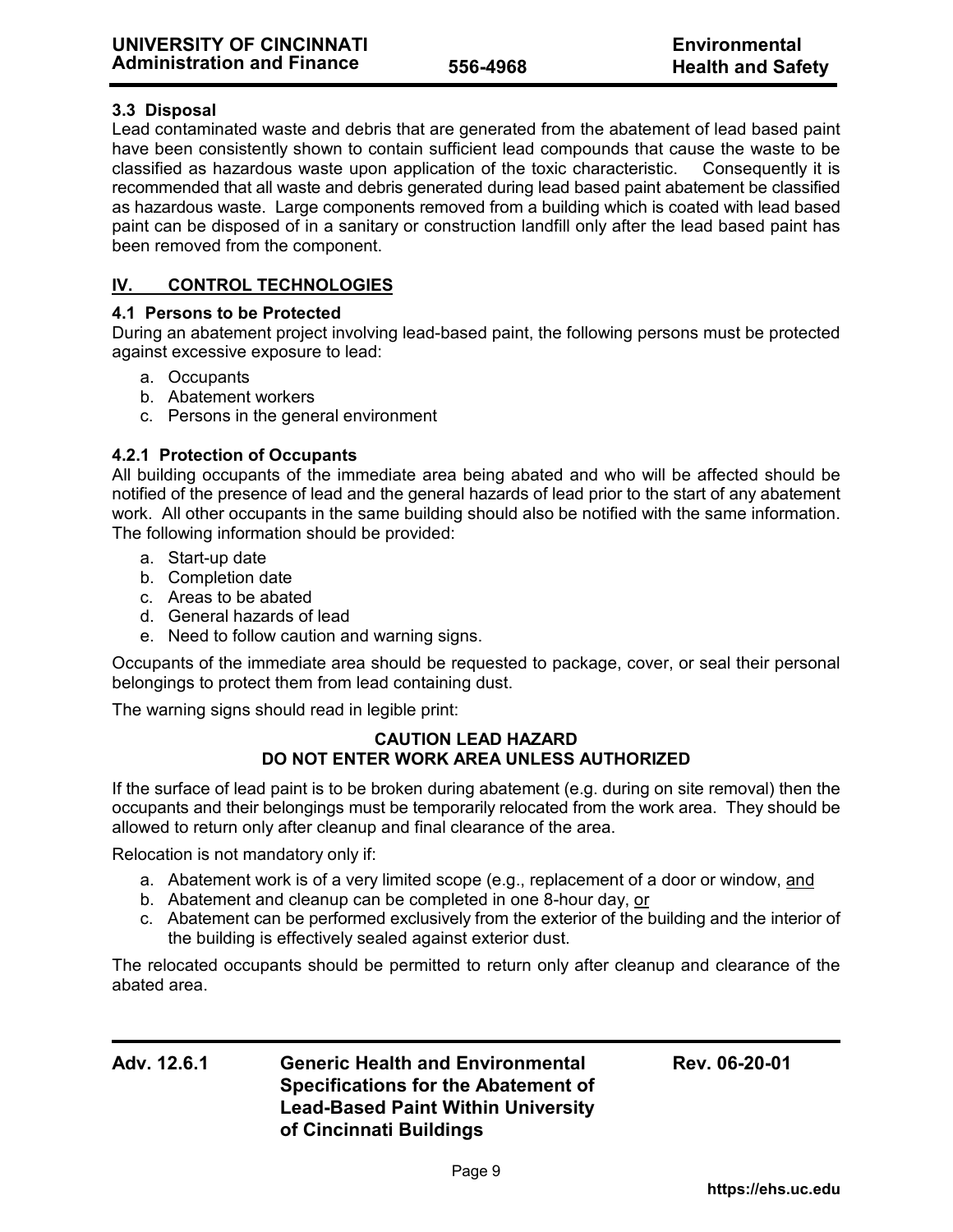### 3.3 Disposal

Lead contaminated waste and debris that are generated from the abatement of lead based paint have been consistently shown to contain sufficient lead compounds that cause the waste to be classified as hazardous waste upon application of the toxic characteristic. Consequently it is recommended that all waste and debris generated during lead based paint abatement be classified as hazardous waste. Large components removed from a building which is coated with lead based paint can be disposed of in a sanitary or construction landfill only after the lead based paint has been removed from the component.

## IV. CONTROL TECHNOLOGIES

### 4.1 Persons to be Protected

During an abatement project involving lead-based paint, the following persons must be protected against excessive exposure to lead:

a. Occupants
b. Abatement workers
c. Persons in the general environment

### 4.2.1 Protection of Occupants

All building occupants of the immediate area being abated and who will be affected should be notified of the presence of lead and the general hazards of lead prior to the start of any abatement work. All other occupants in the same building should also be notified with the same information. The following information should be provided:

a. Start-up date
b. Completion date
c. Areas to be abated
d. General hazards of lead
e. Need to follow caution and warning signs.

Occupants of the immediate area should be requested to package, cover, or seal their personal belongings to protect them from lead containing dust.

The warning signs should read in legible print:

**CAUTION LEAD HAZARD**
**DO NOT ENTER WORK AREA UNLESS AUTHORIZED**

If the surface of lead paint is to be broken during abatement (e.g. during on site removal) then the occupants and their belongings must be temporarily relocated from the work area. They should be allowed to return only after cleanup and final clearance of the area.

Relocation is not mandatory only if:

a. Abatement work is of a very limited scope (e.g., replacement of a door or window, <u>and</u>
b. Abatement and cleanup can be completed in one 8-hour day, <u>or</u>
c. Abatement can be performed exclusively from the exterior of the building and the interior of the building is effectively sealed against exterior dust.

The relocated occupants should be permitted to return only after cleanup and clearance of the abated area.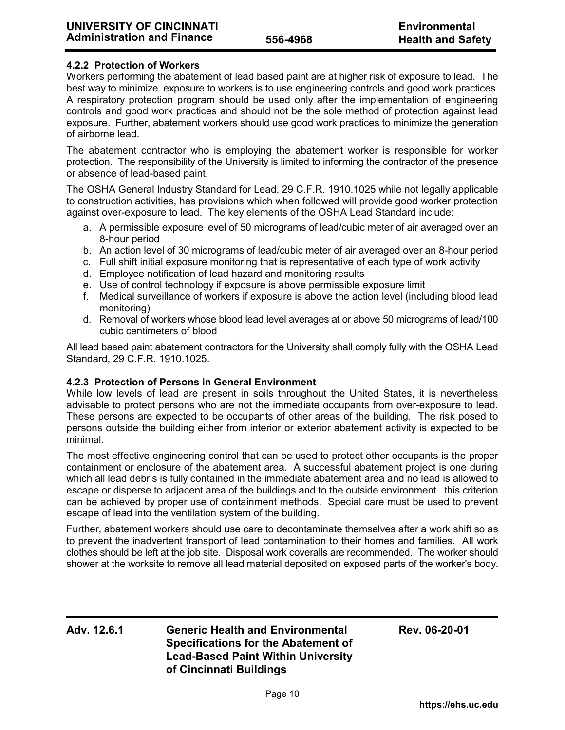### 4.2.2 Protection of Workers

Workers performing the abatement of lead based paint are at higher risk of exposure to lead. The best way to minimize exposure to workers is to use engineering controls and good work practices. A respiratory protection program should be used only after the implementation of engineering controls and good work practices and should not be the sole method of protection against lead exposure. Further, abatement workers should use good work practices to minimize the generation of airborne lead.

The abatement contractor who is employing the abatement worker is responsible for worker protection. The responsibility of the University is limited to informing the contractor of the presence or absence of lead-based paint.

The OSHA General Industry Standard for Lead, 29 C.F.R. 1910.1025 while not legally applicable to construction activities, has provisions which when followed will provide good worker protection against over-exposure to lead. The key elements of the OSHA Lead Standard include:

a. A permissible exposure level of 50 micrograms of lead/cubic meter of air averaged over an 8-hour period
b. An action level of 30 micrograms of lead/cubic meter of air averaged over an 8-hour period
c. Full shift initial exposure monitoring that is representative of each type of work activity
d. Employee notification of lead hazard and monitoring results
e. Use of control technology if exposure is above permissible exposure limit
f. Medical surveillance of workers if exposure is above the action level (including blood lead monitoring)
d. Removal of workers whose blood lead level averages at or above 50 micrograms of lead/100 cubic centimeters of blood

All lead based paint abatement contractors for the University shall comply fully with the OSHA Lead Standard, 29 C.F.R. 1910.1025.

### 4.2.3 Protection of Persons in General Environment

While low levels of lead are present in soils throughout the United States, it is nevertheless advisable to protect persons who are not the immediate occupants from over-exposure to lead. These persons are expected to be occupants of other areas of the building. The risk posed to persons outside the building either from interior or exterior abatement activity is expected to be minimal.

The most effective engineering control that can be used to protect other occupants is the proper containment or enclosure of the abatement area. A successful abatement project is one during which all lead debris is fully contained in the immediate abatement area and no lead is allowed to escape or disperse to adjacent area of the buildings and to the outside environment. this criterion can be achieved by proper use of containment methods. Special care must be used to prevent escape of lead into the ventilation system of the building.

Further, abatement workers should use care to decontaminate themselves after a work shift so as to prevent the inadvertent transport of lead contamination to their homes and families. All work clothes should be left at the job site. Disposal work coveralls are recommended. The worker should shower at the worksite to remove all lead material deposited on exposed parts of the worker's body.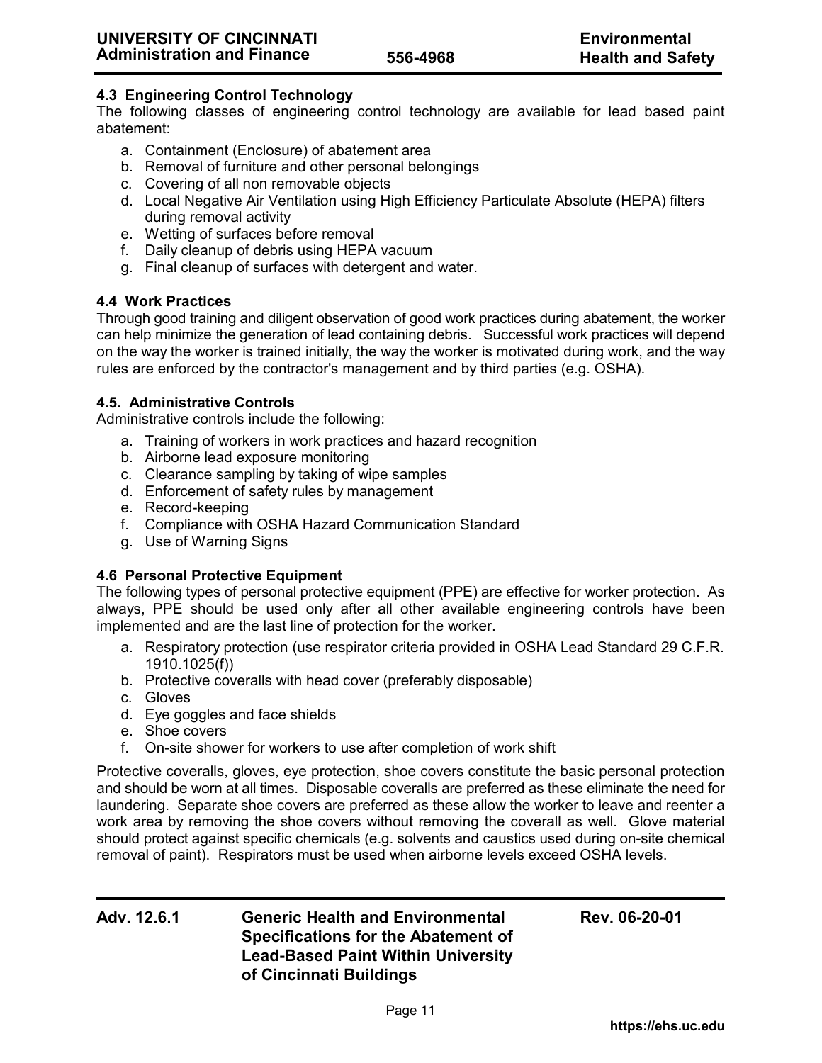### 4.3 Engineering Control Technology

The following classes of engineering control technology are available for lead based paint abatement:

a. Containment (Enclosure) of abatement area
b. Removal of furniture and other personal belongings
c. Covering of all non removable objects
d. Local Negative Air Ventilation using High Efficiency Particulate Absolute (HEPA) filters during removal activity
e. Wetting of surfaces before removal
f. Daily cleanup of debris using HEPA vacuum
g. Final cleanup of surfaces with detergent and water.

### 4.4 Work Practices

Through good training and diligent observation of good work practices during abatement, the worker can help minimize the generation of lead containing debris. Successful work practices will depend on the way the worker is trained initially, the way the worker is motivated during work, and the way rules are enforced by the contractor's management and by third parties (e.g. OSHA).

### 4.5. Administrative Controls

Administrative controls include the following:

a. Training of workers in work practices and hazard recognition
b. Airborne lead exposure monitoring
c. Clearance sampling by taking of wipe samples
d. Enforcement of safety rules by management
e. Record-keeping
f. Compliance with OSHA Hazard Communication Standard
g. Use of Warning Signs

### 4.6 Personal Protective Equipment

The following types of personal protective equipment (PPE) are effective for worker protection. As always, PPE should be used only after all other available engineering controls have been implemented and are the last line of protection for the worker.

a. Respiratory protection (use respirator criteria provided in OSHA Lead Standard 29 C.F.R. 1910.1025(f))
b. Protective coveralls with head cover (preferably disposable)
c. Gloves
d. Eye goggles and face shields
e. Shoe covers
f. On-site shower for workers to use after completion of work shift

Protective coveralls, gloves, eye protection, shoe covers constitute the basic personal protection and should be worn at all times. Disposable coveralls are preferred as these eliminate the need for laundering. Separate shoe covers are preferred as these allow the worker to leave and reenter a work area by removing the shoe covers without removing the coverall as well. Glove material should protect against specific chemicals (e.g. solvents and caustics used during on-site chemical removal of paint). Respirators must be used when airborne levels exceed OSHA levels.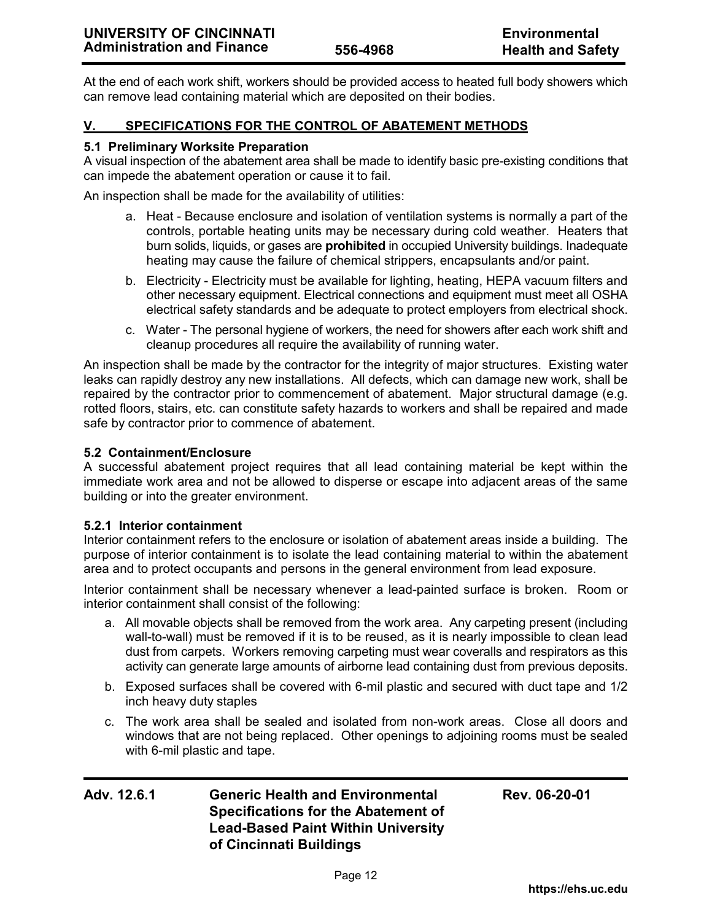At the end of each work shift, workers should be provided access to heated full body showers which can remove lead containing material which are deposited on their bodies.

## V. SPECIFICATIONS FOR THE CONTROL OF ABATEMENT METHODS

### 5.1 Preliminary Worksite Preparation

A visual inspection of the abatement area shall be made to identify basic pre-existing conditions that can impede the abatement operation or cause it to fail.

An inspection shall be made for the availability of utilities:

a. Heat - Because enclosure and isolation of ventilation systems is normally a part of the controls, portable heating units may be necessary during cold weather. Heaters that burn solids, liquids, or gases are **prohibited** in occupied University buildings. Inadequate heating may cause the failure of chemical strippers, encapsulants and/or paint.

b. Electricity - Electricity must be available for lighting, heating, HEPA vacuum filters and other necessary equipment. Electrical connections and equipment must meet all OSHA electrical safety standards and be adequate to protect employers from electrical shock.

c. Water - The personal hygiene of workers, the need for showers after each work shift and cleanup procedures all require the availability of running water.

An inspection shall be made by the contractor for the integrity of major structures. Existing water leaks can rapidly destroy any new installations. All defects, which can damage new work, shall be repaired by the contractor prior to commencement of abatement. Major structural damage (e.g. rotted floors, stairs, etc. can constitute safety hazards to workers and shall be repaired and made safe by contractor prior to commence of abatement.

### 5.2 Containment/Enclosure

A successful abatement project requires that all lead containing material be kept within the immediate work area and not be allowed to disperse or escape into adjacent areas of the same building or into the greater environment.

#### 5.2.1 Interior containment

Interior containment refers to the enclosure or isolation of abatement areas inside a building. The purpose of interior containment is to isolate the lead containing material to within the abatement area and to protect occupants and persons in the general environment from lead exposure.

Interior containment shall be necessary whenever a lead-painted surface is broken. Room or interior containment shall consist of the following:

a. All movable objects shall be removed from the work area. Any carpeting present (including wall-to-wall) must be removed if it is to be reused, as it is nearly impossible to clean lead dust from carpets. Workers removing carpeting must wear coveralls and respirators as this activity can generate large amounts of airborne lead containing dust from previous deposits.

b. Exposed surfaces shall be covered with 6-mil plastic and secured with duct tape and 1/2 inch heavy duty staples

c. The work area shall be sealed and isolated from non-work areas. Close all doors and windows that are not being replaced. Other openings to adjoining rooms must be sealed with 6-mil plastic and tape.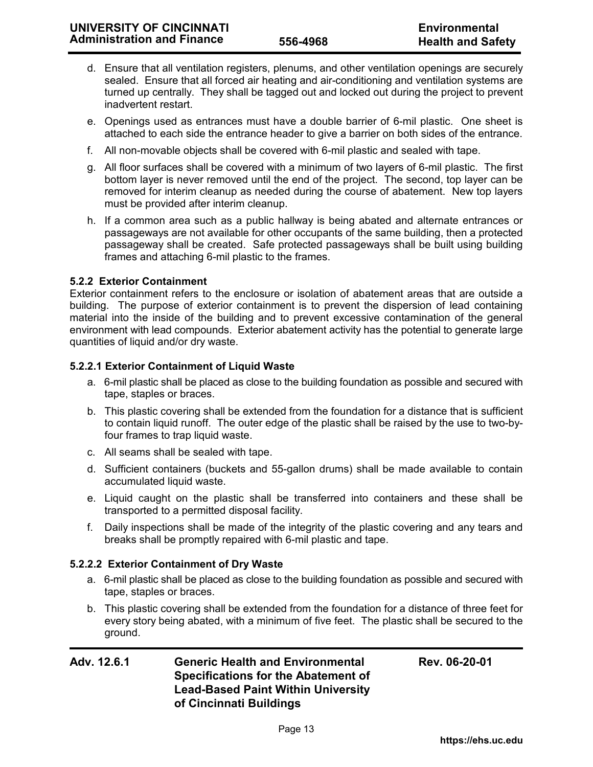d. Ensure that all ventilation registers, plenums, and other ventilation openings are securely sealed. Ensure that all forced air heating and air-conditioning and ventilation systems are turned up centrally. They shall be tagged out and locked out during the project to prevent inadvertent restart.

e. Openings used as entrances must have a double barrier of 6-mil plastic. One sheet is attached to each side the entrance header to give a barrier on both sides of the entrance.

f. All non-movable objects shall be covered with 6-mil plastic and sealed with tape.

g. All floor surfaces shall be covered with a minimum of two layers of 6-mil plastic. The first bottom layer is never removed until the end of the project. The second, top layer can be removed for interim cleanup as needed during the course of abatement. New top layers must be provided after interim cleanup.

h. If a common area such as a public hallway is being abated and alternate entrances or passageways are not available for other occupants of the same building, then a protected passageway shall be created. Safe protected passageways shall be built using building frames and attaching 6-mil plastic to the frames.

#### 5.2.2 Exterior Containment

Exterior containment refers to the enclosure or isolation of abatement areas that are outside a building. The purpose of exterior containment is to prevent the dispersion of lead containing material into the inside of the building and to prevent excessive contamination of the general environment with lead compounds. Exterior abatement activity has the potential to generate large quantities of liquid and/or dry waste.

##### 5.2.2.1 Exterior Containment of Liquid Waste

a. 6-mil plastic shall be placed as close to the building foundation as possible and secured with tape, staples or braces.

b. This plastic covering shall be extended from the foundation for a distance that is sufficient to contain liquid runoff. The outer edge of the plastic shall be raised by the use to two-by-four frames to trap liquid waste.

c. All seams shall be sealed with tape.

d. Sufficient containers (buckets and 55-gallon drums) shall be made available to contain accumulated liquid waste.

e. Liquid caught on the plastic shall be transferred into containers and these shall be transported to a permitted disposal facility.

f. Daily inspections shall be made of the integrity of the plastic covering and any tears and breaks shall be promptly repaired with 6-mil plastic and tape.

##### 5.2.2.2 Exterior Containment of Dry Waste

a. 6-mil plastic shall be placed as close to the building foundation as possible and secured with tape, staples or braces.

b. This plastic covering shall be extended from the foundation for a distance of three feet for every story being abated, with a minimum of five feet. The plastic shall be secured to the ground.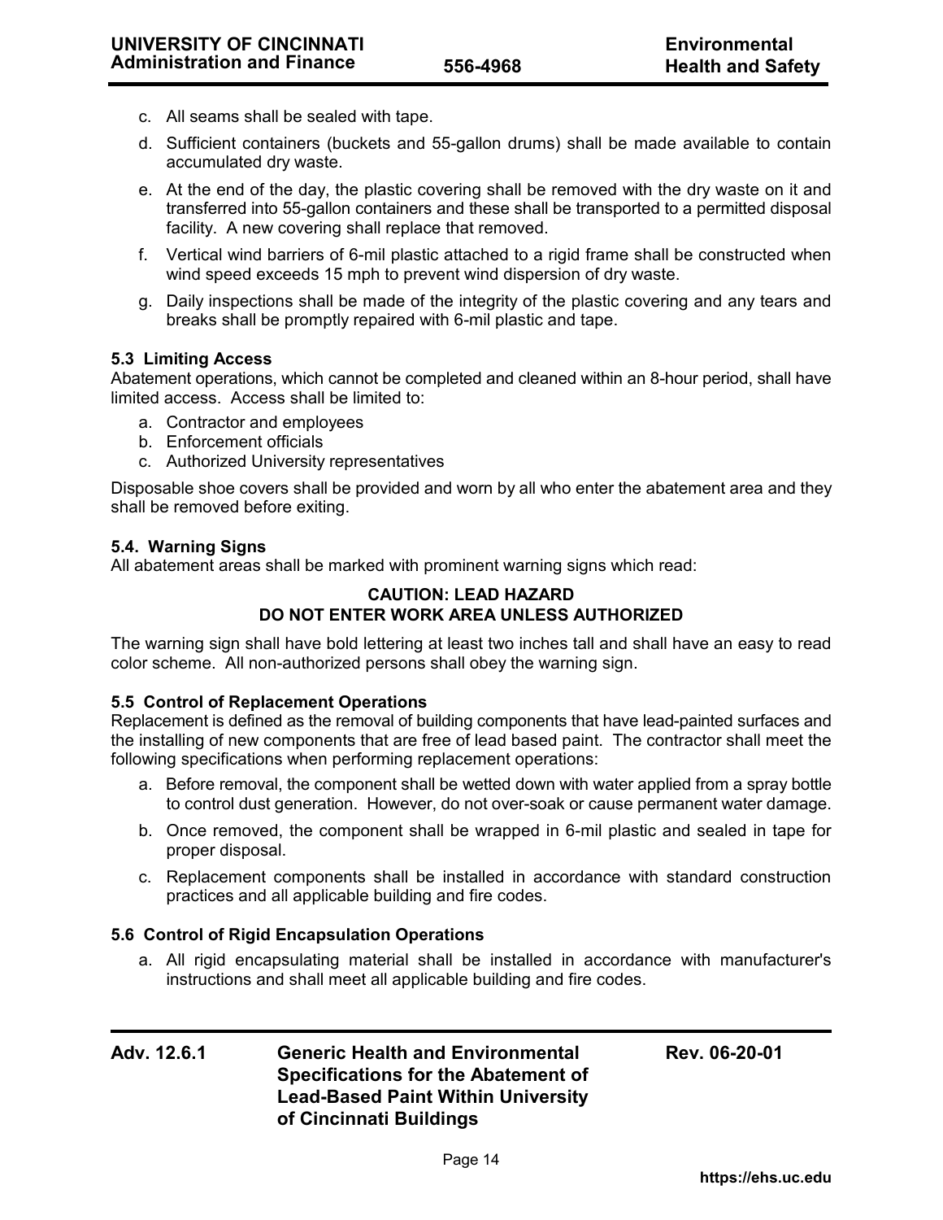c. All seams shall be sealed with tape.

d. Sufficient containers (buckets and 55-gallon drums) shall be made available to contain accumulated dry waste.

e. At the end of the day, the plastic covering shall be removed with the dry waste on it and transferred into 55-gallon containers and these shall be transported to a permitted disposal facility. A new covering shall replace that removed.

f. Vertical wind barriers of 6-mil plastic attached to a rigid frame shall be constructed when wind speed exceeds 15 mph to prevent wind dispersion of dry waste.

g. Daily inspections shall be made of the integrity of the plastic covering and any tears and breaks shall be promptly repaired with 6-mil plastic and tape.

**5.3 Limiting Access**

Abatement operations, which cannot be completed and cleaned within an 8-hour period, shall have limited access. Access shall be limited to:

a. Contractor and employees
b. Enforcement officials
c. Authorized University representatives

Disposable shoe covers shall be provided and worn by all who enter the abatement area and they shall be removed before exiting.

**5.4. Warning Signs**

All abatement areas shall be marked with prominent warning signs which read:

**CAUTION: LEAD HAZARD**
**DO NOT ENTER WORK AREA UNLESS AUTHORIZED**

The warning sign shall have bold lettering at least two inches tall and shall have an easy to read color scheme. All non-authorized persons shall obey the warning sign.

**5.5 Control of Replacement Operations**

Replacement is defined as the removal of building components that have lead-painted surfaces and the installing of new components that are free of lead based paint. The contractor shall meet the following specifications when performing replacement operations:

a. Before removal, the component shall be wetted down with water applied from a spray bottle to control dust generation. However, do not over-soak or cause permanent water damage.

b. Once removed, the component shall be wrapped in 6-mil plastic and sealed in tape for proper disposal.

c. Replacement components shall be installed in accordance with standard construction practices and all applicable building and fire codes.

**5.6 Control of Rigid Encapsulation Operations**

a. All rigid encapsulating material shall be installed in accordance with manufacturer's instructions and shall meet all applicable building and fire codes.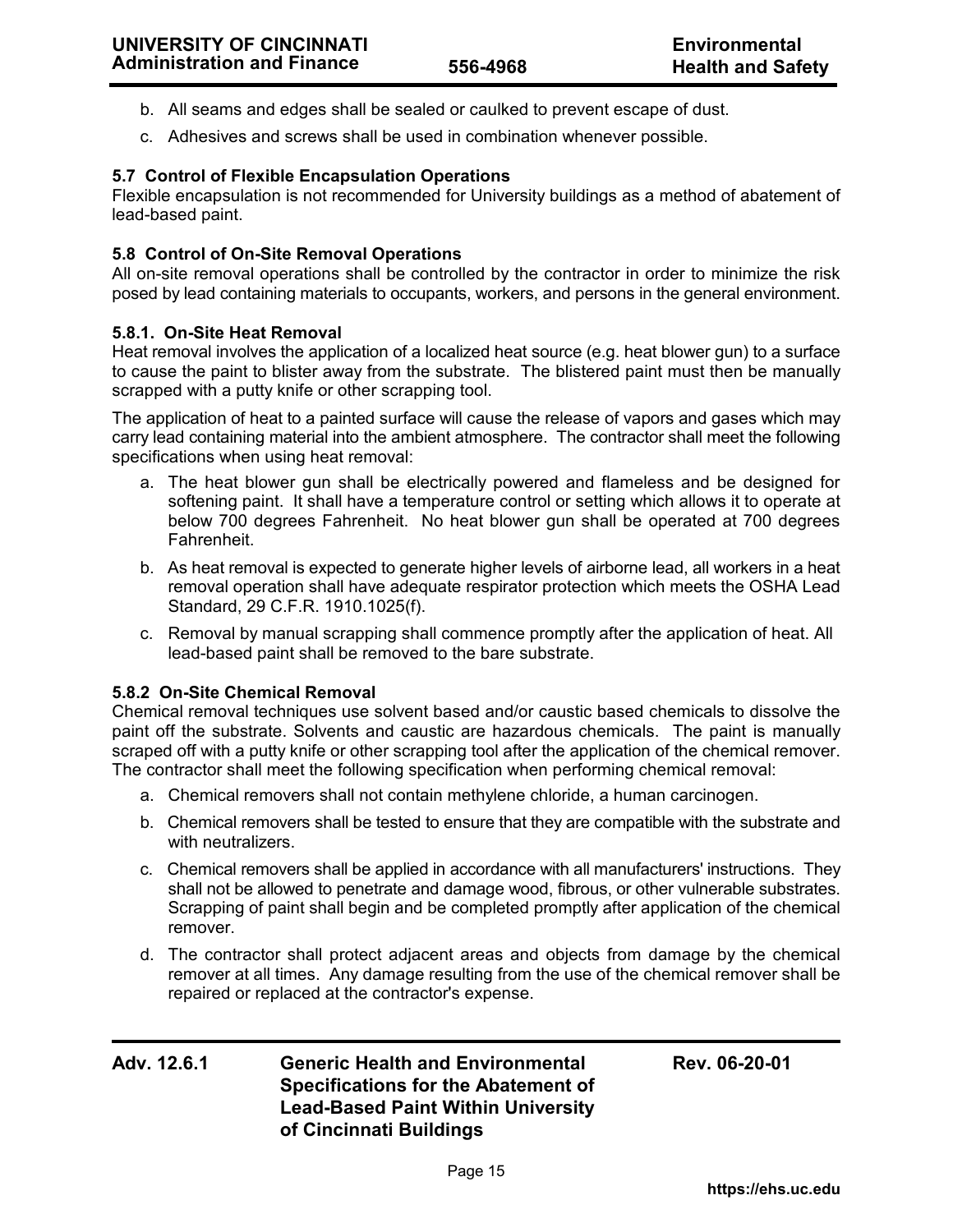b. All seams and edges shall be sealed or caulked to prevent escape of dust.

c. Adhesives and screws shall be used in combination whenever possible.

**5.7 Control of Flexible Encapsulation Operations**

Flexible encapsulation is not recommended for University buildings as a method of abatement of lead-based paint.

**5.8 Control of On-Site Removal Operations**

All on-site removal operations shall be controlled by the contractor in order to minimize the risk posed by lead containing materials to occupants, workers, and persons in the general environment.

**5.8.1. On-Site Heat Removal**

Heat removal involves the application of a localized heat source (e.g. heat blower gun) to a surface to cause the paint to blister away from the substrate. The blistered paint must then be manually scrapped with a putty knife or other scrapping tool.

The application of heat to a painted surface will cause the release of vapors and gases which may carry lead containing material into the ambient atmosphere. The contractor shall meet the following specifications when using heat removal:

a. The heat blower gun shall be electrically powered and flameless and be designed for softening paint. It shall have a temperature control or setting which allows it to operate at below 700 degrees Fahrenheit. No heat blower gun shall be operated at 700 degrees Fahrenheit.

b. As heat removal is expected to generate higher levels of airborne lead, all workers in a heat removal operation shall have adequate respirator protection which meets the OSHA Lead Standard, 29 C.F.R. 1910.1025(f).

c. Removal by manual scrapping shall commence promptly after the application of heat. All lead-based paint shall be removed to the bare substrate.

**5.8.2 On-Site Chemical Removal**

Chemical removal techniques use solvent based and/or caustic based chemicals to dissolve the paint off the substrate. Solvents and caustic are hazardous chemicals. The paint is manually scraped off with a putty knife or other scrapping tool after the application of the chemical remover. The contractor shall meet the following specification when performing chemical removal:

a. Chemical removers shall not contain methylene chloride, a human carcinogen.

b. Chemical removers shall be tested to ensure that they are compatible with the substrate and with neutralizers.

c. Chemical removers shall be applied in accordance with all manufacturers' instructions. They shall not be allowed to penetrate and damage wood, fibrous, or other vulnerable substrates. Scrapping of paint shall begin and be completed promptly after application of the chemical remover.

d. The contractor shall protect adjacent areas and objects from damage by the chemical remover at all times. Any damage resulting from the use of the chemical remover shall be repaired or replaced at the contractor's expense.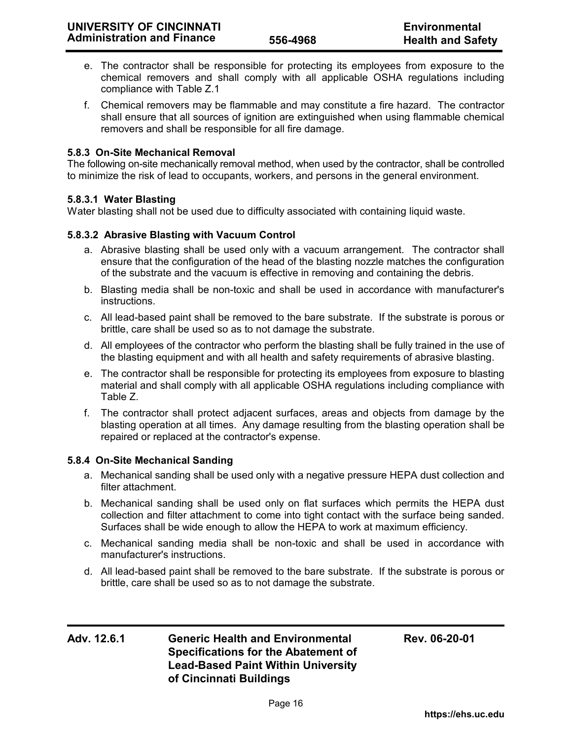e. The contractor shall be responsible for protecting its employees from exposure to the chemical removers and shall comply with all applicable OSHA regulations including compliance with Table Z.1

f. Chemical removers may be flammable and may constitute a fire hazard. The contractor shall ensure that all sources of ignition are extinguished when using flammable chemical removers and shall be responsible for all fire damage.

#### 5.8.3 On-Site Mechanical Removal

The following on-site mechanically removal method, when used by the contractor, shall be controlled to minimize the risk of lead to occupants, workers, and persons in the general environment.

#### 5.8.3.1 Water Blasting

Water blasting shall not be used due to difficulty associated with containing liquid waste.

#### 5.8.3.2 Abrasive Blasting with Vacuum Control

a. Abrasive blasting shall be used only with a vacuum arrangement. The contractor shall ensure that the configuration of the head of the blasting nozzle matches the configuration of the substrate and the vacuum is effective in removing and containing the debris.

b. Blasting media shall be non-toxic and shall be used in accordance with manufacturer's instructions.

c. All lead-based paint shall be removed to the bare substrate. If the substrate is porous or brittle, care shall be used so as to not damage the substrate.

d. All employees of the contractor who perform the blasting shall be fully trained in the use of the blasting equipment and with all health and safety requirements of abrasive blasting.

e. The contractor shall be responsible for protecting its employees from exposure to blasting material and shall comply with all applicable OSHA regulations including compliance with Table Z.

f. The contractor shall protect adjacent surfaces, areas and objects from damage by the blasting operation at all times. Any damage resulting from the blasting operation shall be repaired or replaced at the contractor's expense.

#### 5.8.4 On-Site Mechanical Sanding

a. Mechanical sanding shall be used only with a negative pressure HEPA dust collection and filter attachment.

b. Mechanical sanding shall be used only on flat surfaces which permits the HEPA dust collection and filter attachment to come into tight contact with the surface being sanded. Surfaces shall be wide enough to allow the HEPA to work at maximum efficiency.

c. Mechanical sanding media shall be non-toxic and shall be used in accordance with manufacturer's instructions.

d. All lead-based paint shall be removed to the bare substrate. If the substrate is porous or brittle, care shall be used so as to not damage the substrate.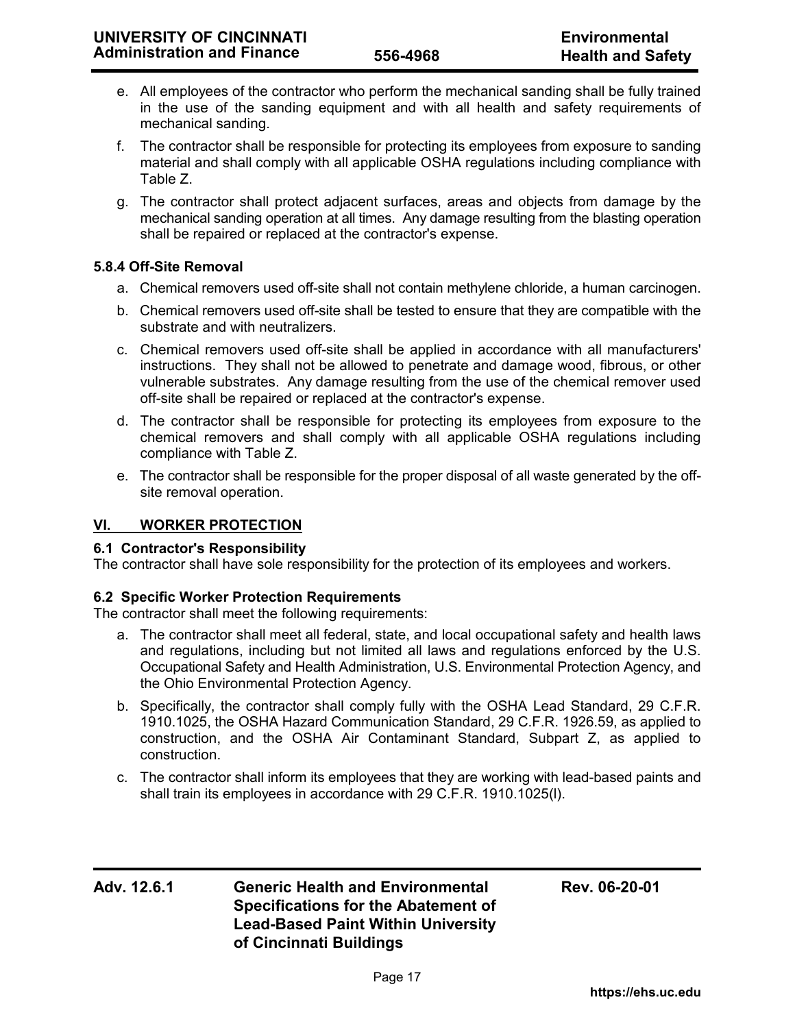e. All employees of the contractor who perform the mechanical sanding shall be fully trained in the use of the sanding equipment and with all health and safety requirements of mechanical sanding.

f. The contractor shall be responsible for protecting its employees from exposure to sanding material and shall comply with all applicable OSHA regulations including compliance with Table Z.

g. The contractor shall protect adjacent surfaces, areas and objects from damage by the mechanical sanding operation at all times. Any damage resulting from the blasting operation shall be repaired or replaced at the contractor's expense.

#### 5.8.4 Off-Site Removal

a. Chemical removers used off-site shall not contain methylene chloride, a human carcinogen.

b. Chemical removers used off-site shall be tested to ensure that they are compatible with the substrate and with neutralizers.

c. Chemical removers used off-site shall be applied in accordance with all manufacturers' instructions. They shall not be allowed to penetrate and damage wood, fibrous, or other vulnerable substrates. Any damage resulting from the use of the chemical remover used off-site shall be repaired or replaced at the contractor's expense.

d. The contractor shall be responsible for protecting its employees from exposure to the chemical removers and shall comply with all applicable OSHA regulations including compliance with Table Z.

e. The contractor shall be responsible for the proper disposal of all waste generated by the off-site removal operation.

## VI. WORKER PROTECTION

### 6.1 Contractor's Responsibility

The contractor shall have sole responsibility for the protection of its employees and workers.

### 6.2 Specific Worker Protection Requirements

The contractor shall meet the following requirements:

a. The contractor shall meet all federal, state, and local occupational safety and health laws and regulations, including but not limited all laws and regulations enforced by the U.S. Occupational Safety and Health Administration, U.S. Environmental Protection Agency, and the Ohio Environmental Protection Agency.

b. Specifically, the contractor shall comply fully with the OSHA Lead Standard, 29 C.F.R. 1910.1025, the OSHA Hazard Communication Standard, 29 C.F.R. 1926.59, as applied to construction, and the OSHA Air Contaminant Standard, Subpart Z, as applied to construction.

c. The contractor shall inform its employees that they are working with lead-based paints and shall train its employees in accordance with 29 C.F.R. 1910.1025(l).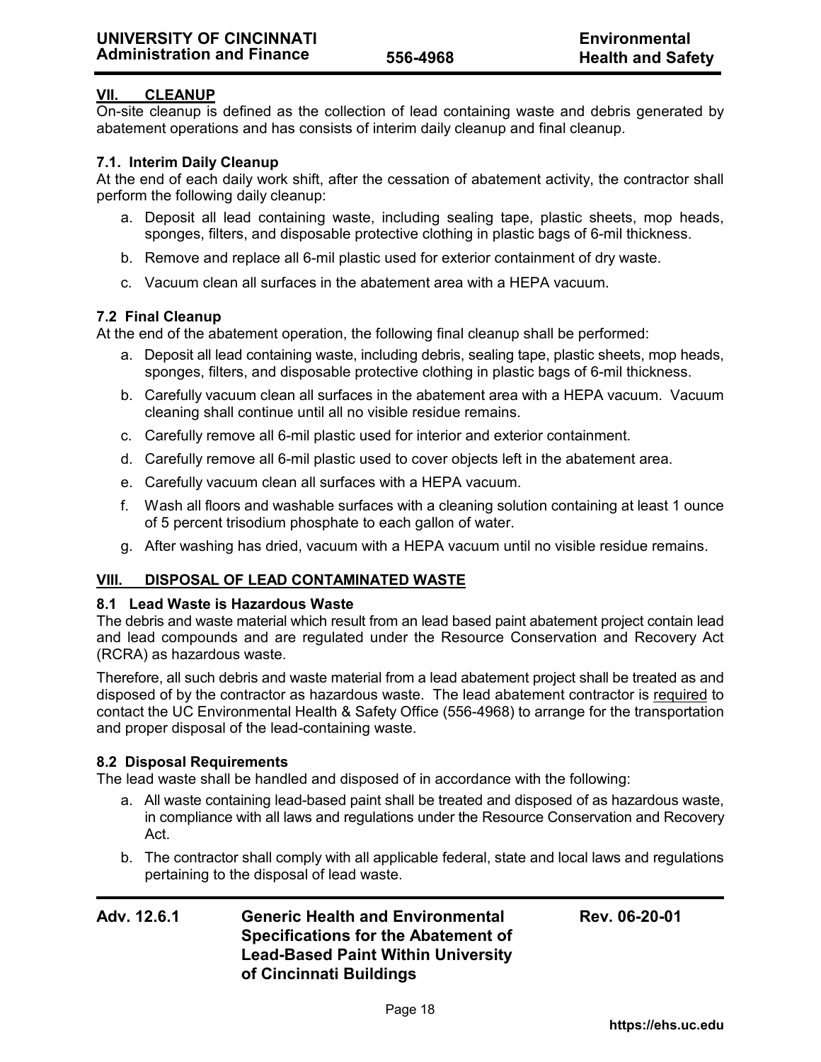## VII. CLEANUP

On-site cleanup is defined as the collection of lead containing waste and debris generated by abatement operations and has consists of interim daily cleanup and final cleanup.

### 7.1. Interim Daily Cleanup

At the end of each daily work shift, after the cessation of abatement activity, the contractor shall perform the following daily cleanup:

a. Deposit all lead containing waste, including sealing tape, plastic sheets, mop heads, sponges, filters, and disposable protective clothing in plastic bags of 6-mil thickness.

b. Remove and replace all 6-mil plastic used for exterior containment of dry waste.

c. Vacuum clean all surfaces in the abatement area with a HEPA vacuum.

### 7.2 Final Cleanup

At the end of the abatement operation, the following final cleanup shall be performed:

a. Deposit all lead containing waste, including debris, sealing tape, plastic sheets, mop heads, sponges, filters, and disposable protective clothing in plastic bags of 6-mil thickness.

b. Carefully vacuum clean all surfaces in the abatement area with a HEPA vacuum. Vacuum cleaning shall continue until all no visible residue remains.

c. Carefully remove all 6-mil plastic used for interior and exterior containment.

d. Carefully remove all 6-mil plastic used to cover objects left in the abatement area.

e. Carefully vacuum clean all surfaces with a HEPA vacuum.

f. Wash all floors and washable surfaces with a cleaning solution containing at least 1 ounce of 5 percent trisodium phosphate to each gallon of water.

g. After washing has dried, vacuum with a HEPA vacuum until no visible residue remains.

## VIII. DISPOSAL OF LEAD CONTAMINATED WASTE

### 8.1 Lead Waste is Hazardous Waste

The debris and waste material which result from an lead based paint abatement project contain lead and lead compounds and are regulated under the Resource Conservation and Recovery Act (RCRA) as hazardous waste.

Therefore, all such debris and waste material from a lead abatement project shall be treated as and disposed of by the contractor as hazardous waste. The lead abatement contractor is required to contact the UC Environmental Health & Safety Office (556-4968) to arrange for the transportation and proper disposal of the lead-containing waste.

### 8.2 Disposal Requirements

The lead waste shall be handled and disposed of in accordance with the following:

a. All waste containing lead-based paint shall be treated and disposed of as hazardous waste, in compliance with all laws and regulations under the Resource Conservation and Recovery Act.

b. The contractor shall comply with all applicable federal, state and local laws and regulations pertaining to the disposal of lead waste.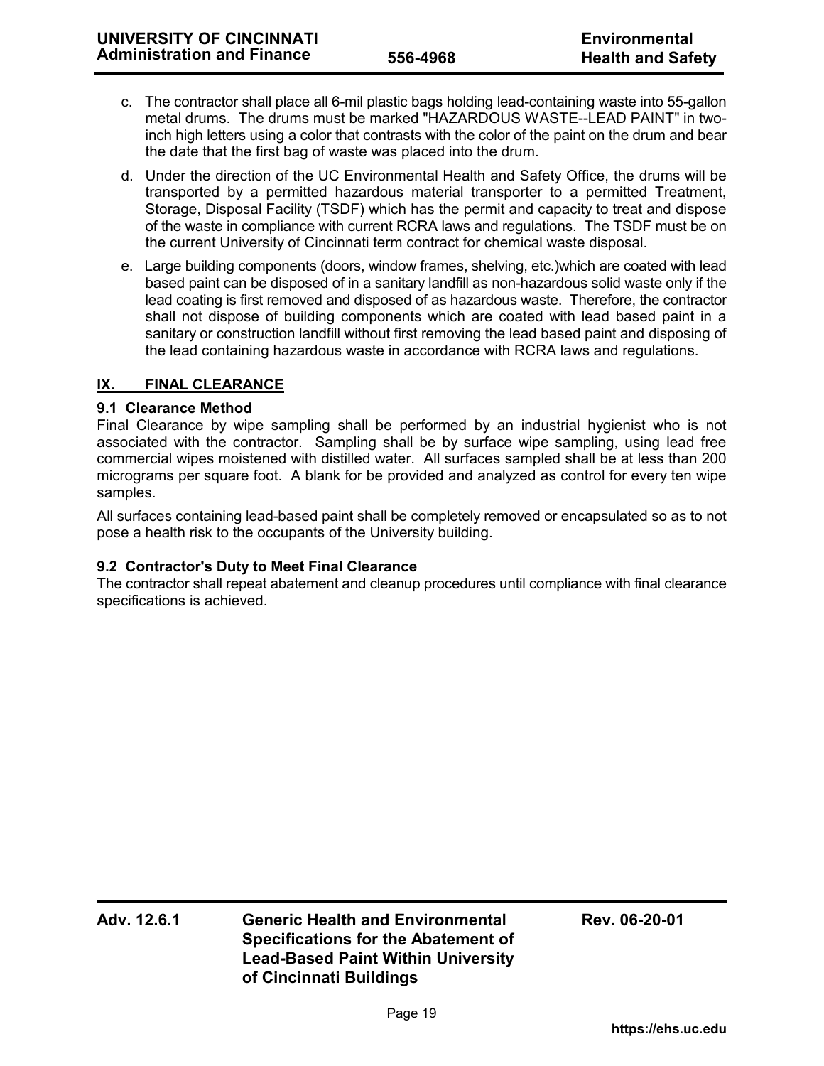c. The contractor shall place all 6-mil plastic bags holding lead-containing waste into 55-gallon metal drums. The drums must be marked "HAZARDOUS WASTE--LEAD PAINT" in two-inch high letters using a color that contrasts with the color of the paint on the drum and bear the date that the first bag of waste was placed into the drum.

d. Under the direction of the UC Environmental Health and Safety Office, the drums will be transported by a permitted hazardous material transporter to a permitted Treatment, Storage, Disposal Facility (TSDF) which has the permit and capacity to treat and dispose of the waste in compliance with current RCRA laws and regulations. The TSDF must be on the current University of Cincinnati term contract for chemical waste disposal.

e. Large building components (doors, window frames, shelving, etc.)which are coated with lead based paint can be disposed of in a sanitary landfill as non-hazardous solid waste only if the lead coating is first removed and disposed of as hazardous waste. Therefore, the contractor shall not dispose of building components which are coated with lead based paint in a sanitary or construction landfill without first removing the lead based paint and disposing of the lead containing hazardous waste in accordance with RCRA laws and regulations.

## IX. FINAL CLEARANCE

### 9.1 Clearance Method

Final Clearance by wipe sampling shall be performed by an industrial hygienist who is not associated with the contractor. Sampling shall be by surface wipe sampling, using lead free commercial wipes moistened with distilled water. All surfaces sampled shall be at less than 200 micrograms per square foot. A blank for be provided and analyzed as control for every ten wipe samples.

All surfaces containing lead-based paint shall be completely removed or encapsulated so as to not pose a health risk to the occupants of the University building.

### 9.2 Contractor's Duty to Meet Final Clearance

The contractor shall repeat abatement and cleanup procedures until compliance with final clearance specifications is achieved.